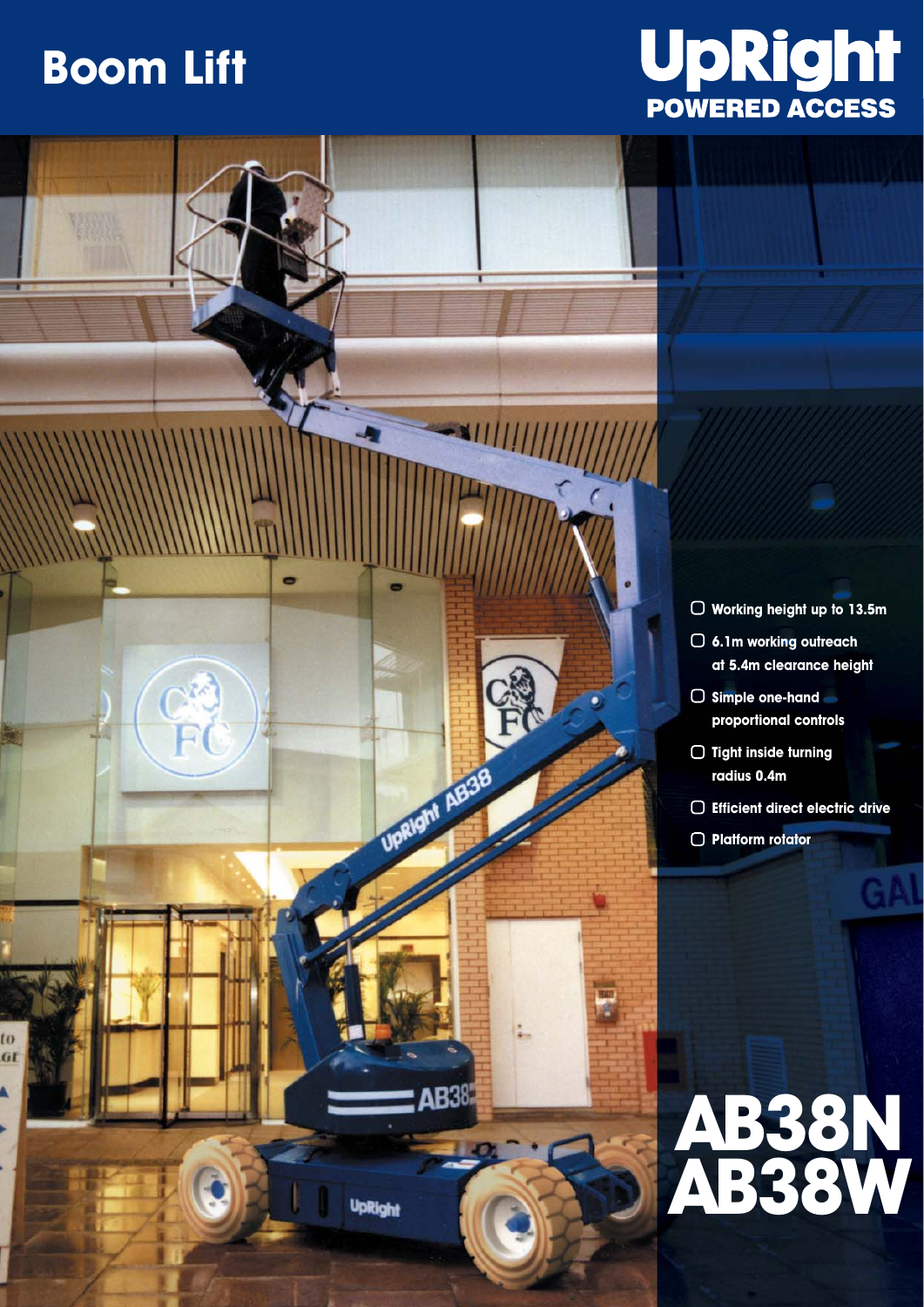# Boom Lift

**UpRight**
**POWERED ACCESS**

- Working height up to 13.5m
- 6.1m working outreach at 5.4m clearance height
- Simple one-hand proportional controls
- Tight inside turning radius 0.4m
- Efficient direct electric drive
- Platform rotator

# AB38N
# AB38W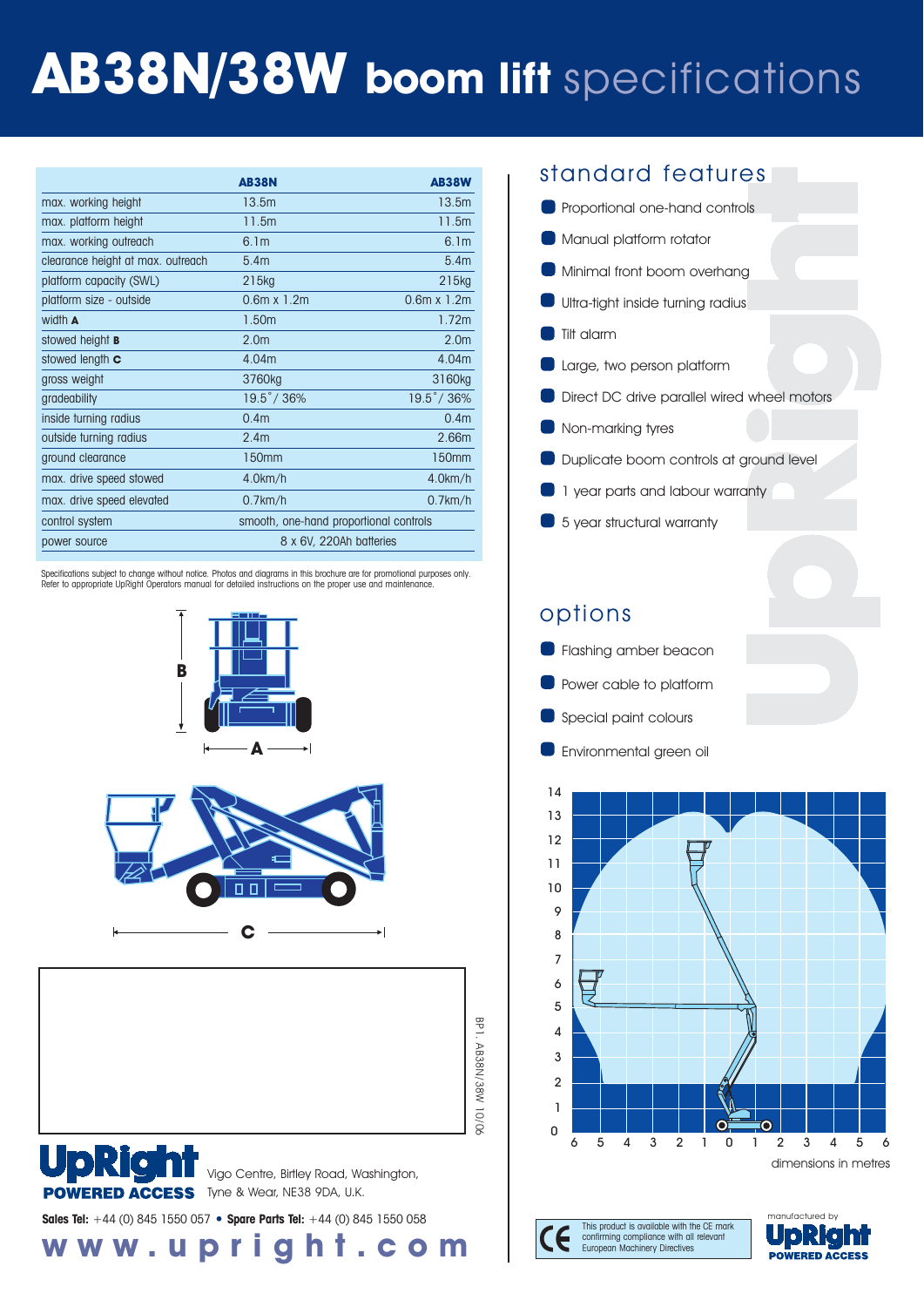# AB38N/38W boom lift specifications

| | AB38N | AB38W |
|---|---|---|
| max. working height | 13.5m | 13.5m |
| max. platform height | 11.5m | 11.5m |
| max. working outreach | 6.1m | 6.1m |
| clearance height at max. outreach | 5.4m | 5.4m |
| platform capacity (SWL) | 215kg | 215kg |
| platform size - outside | 0.6m x 1.2m | 0.6m x 1.2m |
| width **A** | 1.50m | 1.72m |
| stowed height **B** | 2.0m | 2.0m |
| stowed length **C** | 4.04m | 4.04m |
| gross weight | 3760kg | 3160kg |
| gradeability | 19.5˚/ 36% | 19.5˚/ 36% |
| inside turning radius | 0.4m | 0.4m |
| outside turning radius | 2.4m | 2.66m |
| ground clearance | 150mm | 150mm |
| max. drive speed stowed | 4.0km/h | 4.0km/h |
| max. drive speed elevated | 0.7km/h | 0.7km/h |
| control system | smooth, one-hand proportional controls | |
| power source | 8 x 6V, 220Ah batteries | |

Specifications subject to change without notice. Photos and diagrams in this brochure are for promotional purposes only. Refer to appropriate UpRight Operators manual for detailed instructions on the proper use and maintenance.

B

A

C

BP1. AB38N/38W 10/06

UpRight POWERED ACCESS

Vigo Centre, Birtley Road, Washington, Tyne & Wear, NE38 9DA, U.K.

**Sales Tel:** +44 (0) 845 1550 057 • **Spare Parts Tel:** +44 (0) 845 1550 058

**www.upright.com**

## standard features

- Proportional one-hand controls
- Manual platform rotator
- Minimal front boom overhang
- Ultra-tight inside turning radius
- Tilt alarm
- Large, two person platform
- Direct DC drive parallel wired wheel motors
- Non-marking tyres
- Duplicate boom controls at ground level
- 1 year parts and labour warranty
- 5 year structural warranty

## options

- Flashing amber beacon
- Power cable to platform
- Special paint colours
- Environmental green oil

14
13
12
11
10
9
8
7
6
5
4
3
2
1
0

6 5 4 3 2 1 0 1 2 3 4 5 6

dimensions in metres

CE This product is available with the CE mark confirming compliance with all relevant European Machinery Directives

manufactured by UpRight POWERED ACCESS